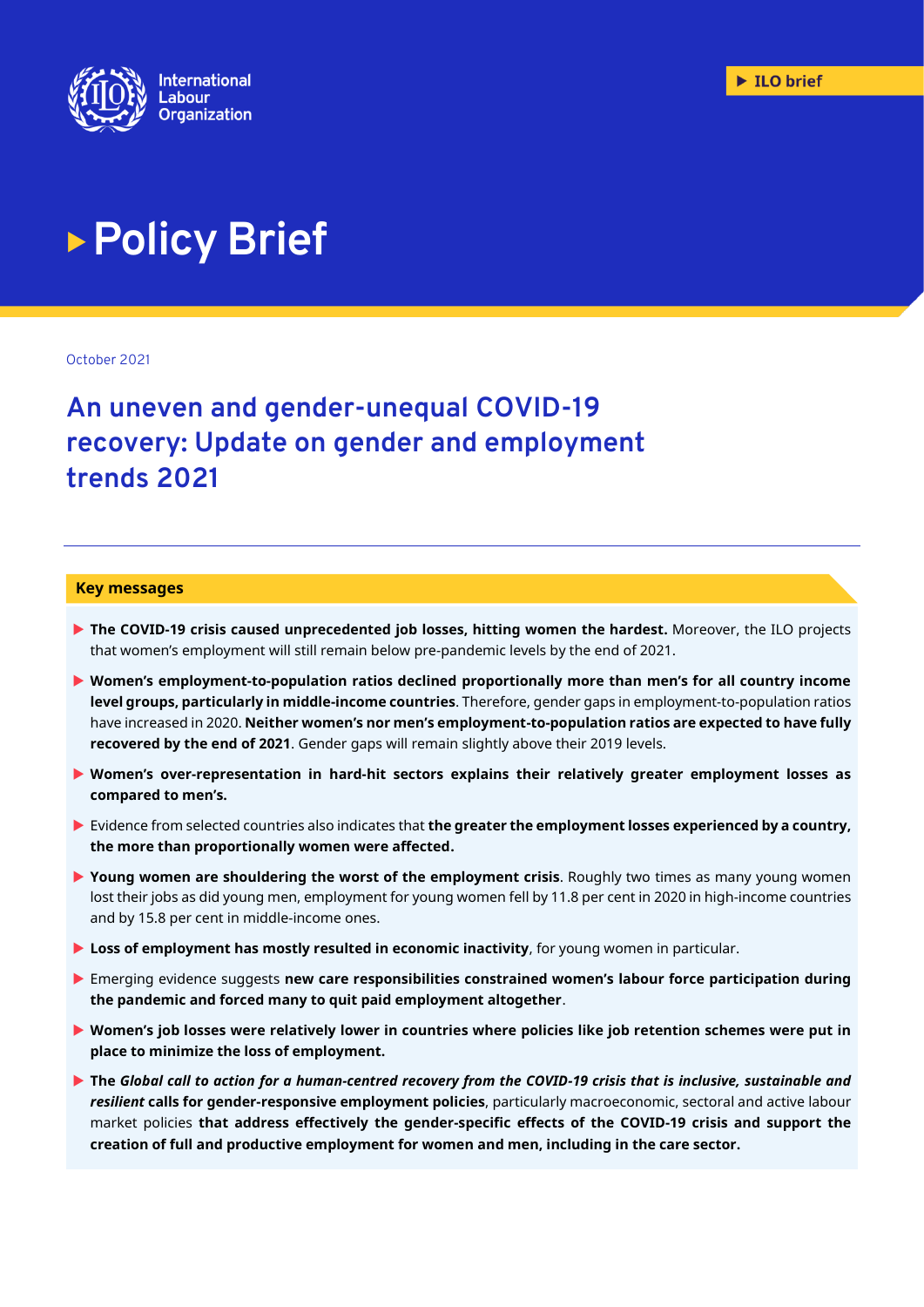International Labour Organization

ILO brief

# Policy Brief

October 2021

## An uneven and gender-unequal COVID-19 recovery: Update on gender and employment trends 2021

### Key messages

- **The COVID-19 crisis caused unprecedented job losses, hitting women the hardest.** Moreover, the ILO projects that women's employment will still remain below pre-pandemic levels by the end of 2021.
- **Women's employment-to-population ratios declined proportionally more than men's for all country income level groups, particularly in middle-income countries**. Therefore, gender gaps in employment-to-population ratios have increased in 2020. **Neither women's nor men's employment-to-population ratios are expected to have fully recovered by the end of 2021**. Gender gaps will remain slightly above their 2019 levels.
- **Women's over-representation in hard-hit sectors explains their relatively greater employment losses as compared to men's.**
- Evidence from selected countries also indicates that **the greater the employment losses experienced by a country, the more than proportionally women were affected.**
- **Young women are shouldering the worst of the employment crisis**. Roughly two times as many young women lost their jobs as did young men, employment for young women fell by 11.8 per cent in 2020 in high-income countries and by 15.8 per cent in middle-income ones.
- **Loss of employment has mostly resulted in economic inactivity**, for young women in particular.
- Emerging evidence suggests **new care responsibilities constrained women's labour force participation during the pandemic and forced many to quit paid employment altogether**.
- **Women's job losses were relatively lower in countries where policies like job retention schemes were put in place to minimize the loss of employment.**
- **The *Global call to action for a human-centred recovery from the COVID-19 crisis that is inclusive, sustainable and resilient* calls for gender-responsive employment policies**, particularly macroeconomic, sectoral and active labour market policies **that address effectively the gender-specific effects of the COVID-19 crisis and support the creation of full and productive employment for women and men, including in the care sector.**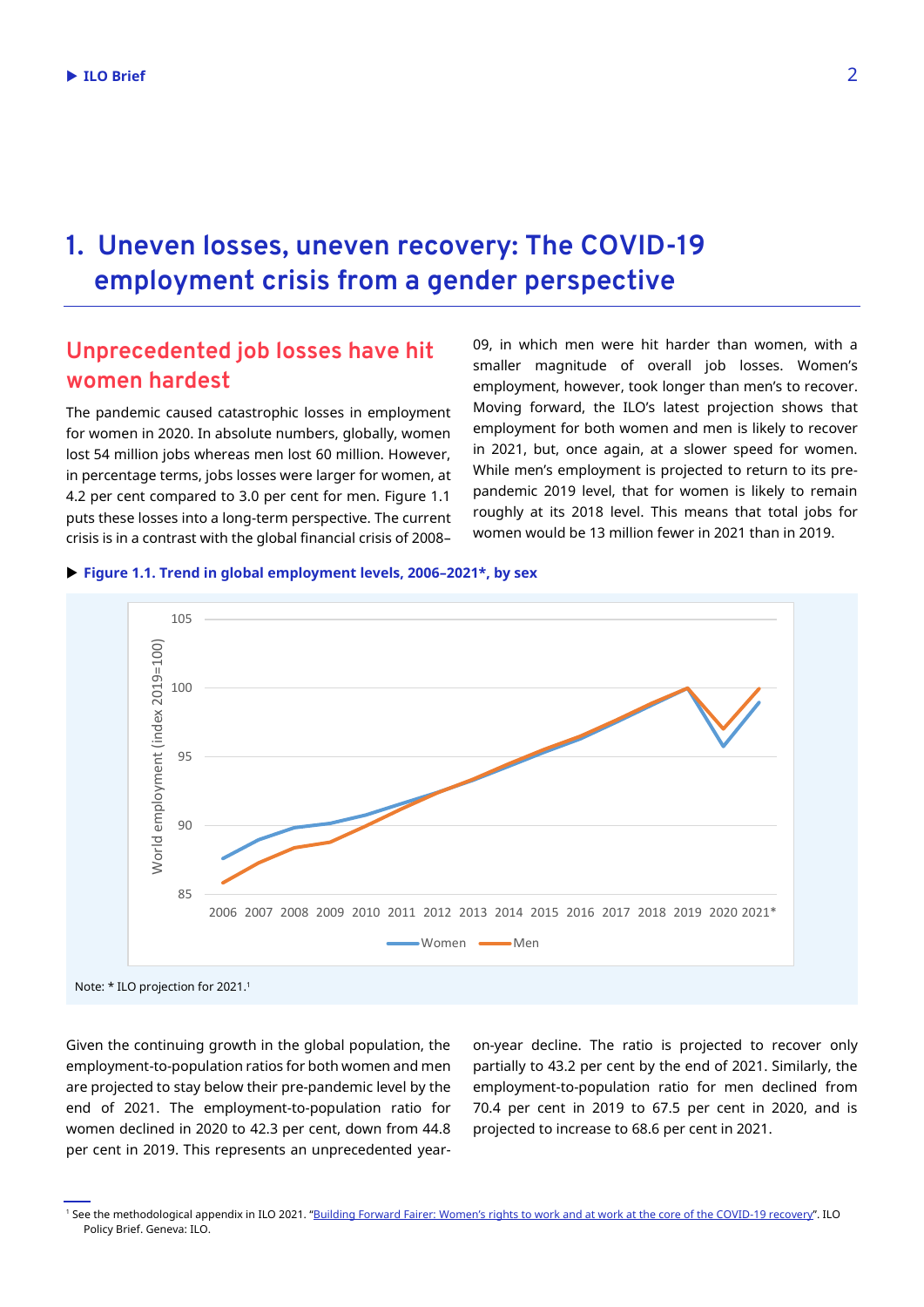# 1. Uneven losses, uneven recovery: The COVID-19 employment crisis from a gender perspective

## Unprecedented job losses have hit women hardest

The pandemic caused catastrophic losses in employment for women in 2020. In absolute numbers, globally, women lost 54 million jobs whereas men lost 60 million. However, in percentage terms, jobs losses were larger for women, at 4.2 per cent compared to 3.0 per cent for men. Figure 1.1 puts these losses into a long-term perspective. The current crisis is in a contrast with the global financial crisis of 2008–09, in which men were hit harder than women, with a smaller magnitude of overall job losses. Women's employment, however, took longer than men's to recover. Moving forward, the ILO's latest projection shows that employment for both women and men is likely to recover in 2021, but, once again, at a slower speed for women. While men's employment is projected to return to its pre-pandemic 2019 level, that for women is likely to remain roughly at its 2018 level. This means that total jobs for women would be 13 million fewer in 2021 than in 2019.

**Figure 1.1. Trend in global employment levels, 2006–2021*, by sex**

Note: * ILO projection for 2021.[1]

Given the continuing growth in the global population, the employment-to-population ratios for both women and men are projected to stay below their pre-pandemic level by the end of 2021. The employment-to-population ratio for women declined in 2020 to 42.3 per cent, down from 44.8 per cent in 2019. This represents an unprecedented year-on-year decline. The ratio is projected to recover only partially to 43.2 per cent by the end of 2021. Similarly, the employment-to-population ratio for men declined from 70.4 per cent in 2019 to 67.5 per cent in 2020, and is projected to increase to 68.6 per cent in 2021.

[1] See the methodological appendix in ILO 2021. "Building Forward Fairer: Women's rights to work and at work at the core of the COVID-19 recovery". ILO Policy Brief. Geneva: ILO.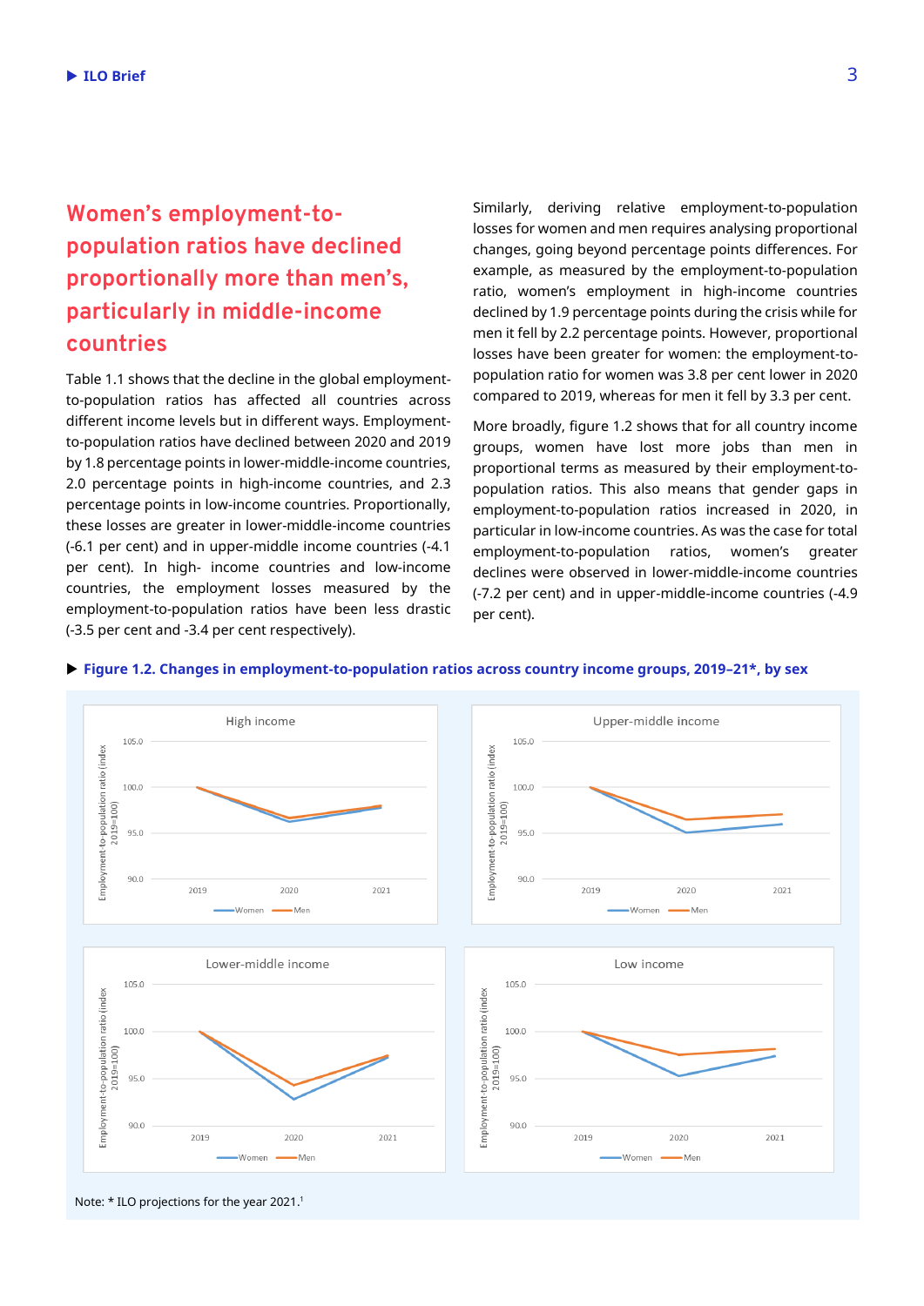## Women's employment-to-population ratios have declined proportionally more than men's, particularly in middle-income countries

Table 1.1 shows that the decline in the global employment-to-population ratios has affected all countries across different income levels but in different ways. Employment-to-population ratios have declined between 2020 and 2019 by 1.8 percentage points in lower-middle-income countries, 2.0 percentage points in high-income countries, and 2.3 percentage points in low-income countries. Proportionally, these losses are greater in lower-middle-income countries (-6.1 per cent) and in upper-middle income countries (-4.1 per cent). In high- income countries and low-income countries, the employment losses measured by the employment-to-population ratios have been less drastic (-3.5 per cent and -3.4 per cent respectively).

Similarly, deriving relative employment-to-population losses for women and men requires analysing proportional changes, going beyond percentage points differences. For example, as measured by the employment-to-population ratio, women's employment in high-income countries declined by 1.9 percentage points during the crisis while for men it fell by 2.2 percentage points. However, proportional losses have been greater for women: the employment-to-population ratio for women was 3.8 per cent lower in 2020 compared to 2019, whereas for men it fell by 3.3 per cent.

More broadly, figure 1.2 shows that for all country income groups, women have lost more jobs than men in proportional terms as measured by their employment-to-population ratios. This also means that gender gaps in employment-to-population ratios increased in 2020, in particular in low-income countries. As was the case for total employment-to-population ratios, women's greater declines were observed in lower-middle-income countries (-7.2 per cent) and in upper-middle-income countries (-4.9 per cent).

**Figure 1.2. Changes in employment-to-population ratios across country income groups, 2019–21*, by sex**

Note: * ILO projections for the year 2021.[1]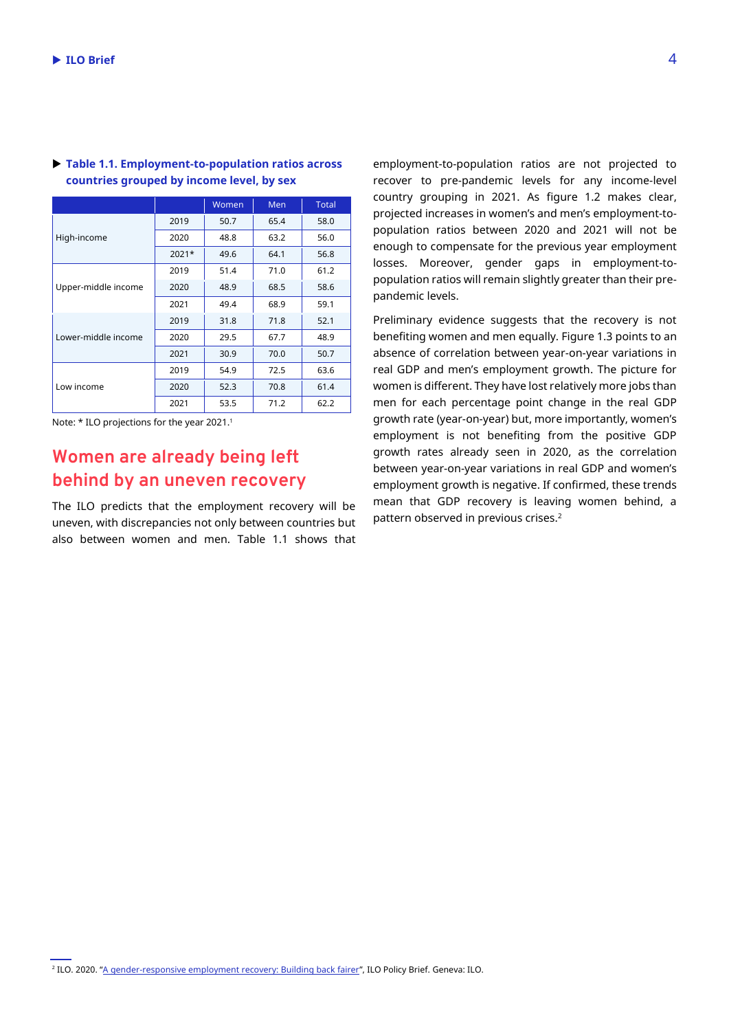**Table 1.1. Employment-to-population ratios across countries grouped by income level, by sex**

| | | Women | Men | Total |
|---|---|---|---|---|
| High-income | 2019 | 50.7 | 65.4 | 58.0 |
| | 2020 | 48.8 | 63.2 | 56.0 |
| | 2021* | 49.6 | 64.1 | 56.8 |
| Upper-middle income | 2019 | 51.4 | 71.0 | 61.2 |
| | 2020 | 48.9 | 68.5 | 58.6 |
| | 2021 | 49.4 | 68.9 | 59.1 |
| Lower-middle income | 2019 | 31.8 | 71.8 | 52.1 |
| | 2020 | 29.5 | 67.7 | 48.9 |
| | 2021 | 30.9 | 70.0 | 50.7 |
| Low income | 2019 | 54.9 | 72.5 | 63.6 |
| | 2020 | 52.3 | 70.8 | 61.4 |
| | 2021 | 53.5 | 71.2 | 62.2 |

Note: * ILO projections for the year 2021.[1]

## Women are already being left behind by an uneven recovery

The ILO predicts that the employment recovery will be uneven, with discrepancies not only between countries but also between women and men. Table 1.1 shows that employment-to-population ratios are not projected to recover to pre-pandemic levels for any income-level country grouping in 2021. As figure 1.2 makes clear, projected increases in women's and men's employment-to-population ratios between 2020 and 2021 will not be enough to compensate for the previous year employment losses. Moreover, gender gaps in employment-to-population ratios will remain slightly greater than their pre-pandemic levels.

Preliminary evidence suggests that the recovery is not benefiting women and men equally. Figure 1.3 points to an absence of correlation between year-on-year variations in real GDP and men's employment growth. The picture for women is different. They have lost relatively more jobs than men for each percentage point change in the real GDP growth rate (year-on-year) but, more importantly, women's employment is not benefiting from the positive GDP growth rates already seen in 2020, as the correlation between year-on-year variations in real GDP and women's employment growth is negative. If confirmed, these trends mean that GDP recovery is leaving women behind, a pattern observed in previous crises.[2]

[2] ILO. 2020. "A gender-responsive employment recovery: Building back fairer", ILO Policy Brief. Geneva: ILO.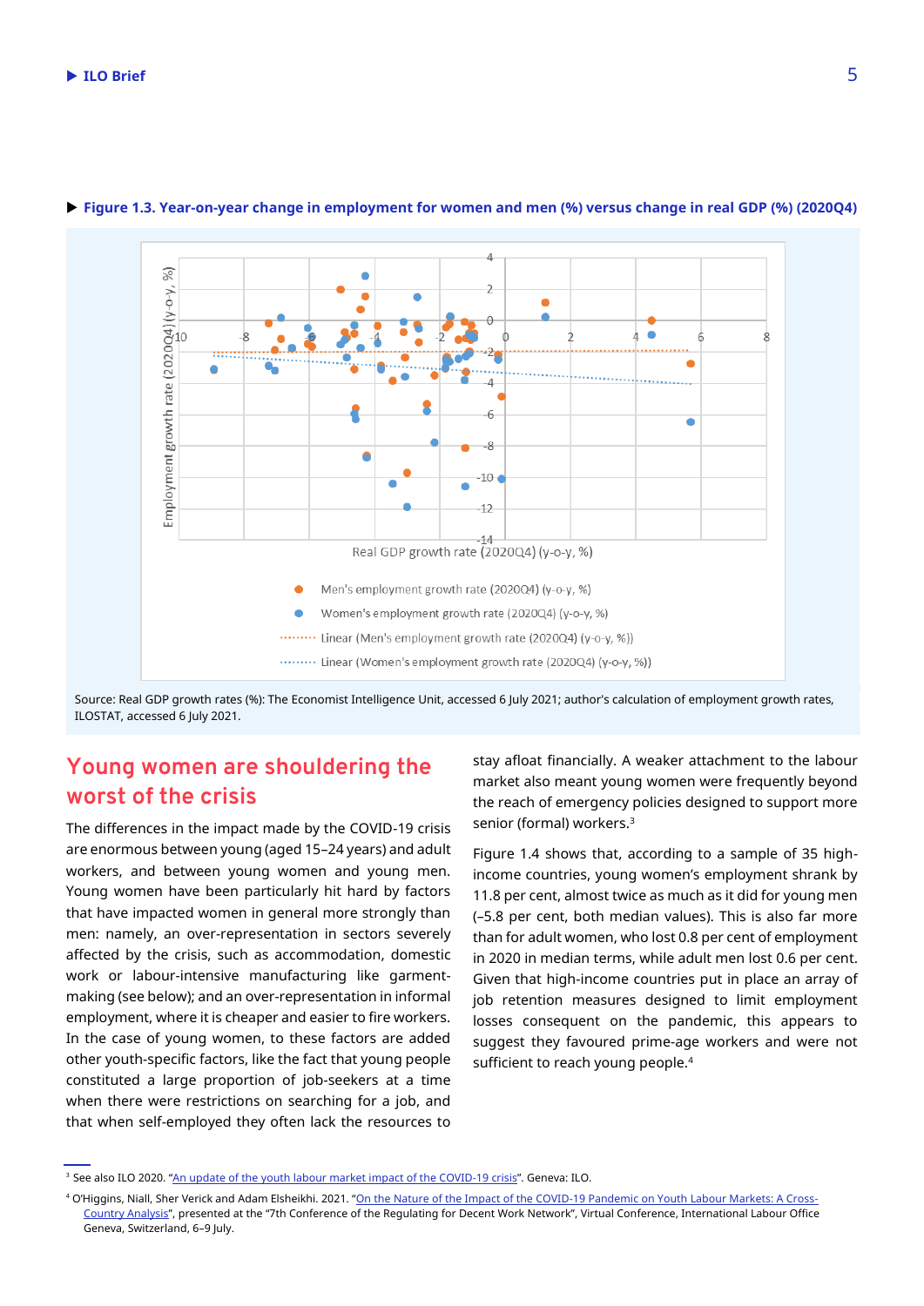**Figure 1.3. Year-on-year change in employment for women and men (%) versus change in real GDP (%) (2020Q4)**

Source: Real GDP growth rates (%): The Economist Intelligence Unit, accessed 6 July 2021; author's calculation of employment growth rates, ILOSTAT, accessed 6 July 2021.

## Young women are shouldering the worst of the crisis

The differences in the impact made by the COVID-19 crisis are enormous between young (aged 15–24 years) and adult workers, and between young women and young men. Young women have been particularly hit hard by factors that have impacted women in general more strongly than men: namely, an over-representation in sectors severely affected by the crisis, such as accommodation, domestic work or labour-intensive manufacturing like garment-making (see below); and an over-representation in informal employment, where it is cheaper and easier to fire workers. In the case of young women, to these factors are added other youth-specific factors, like the fact that young people constituted a large proportion of job-seekers at a time when there were restrictions on searching for a job, and that when self-employed they often lack the resources to stay afloat financially. A weaker attachment to the labour market also meant young women were frequently beyond the reach of emergency policies designed to support more senior (formal) workers.[3]

Figure 1.4 shows that, according to a sample of 35 high-income countries, young women's employment shrank by 11.8 per cent, almost twice as much as it did for young men (–5.8 per cent, both median values). This is also far more than for adult women, who lost 0.8 per cent of employment in 2020 in median terms, while adult men lost 0.6 per cent. Given that high-income countries put in place an array of job retention measures designed to limit employment losses consequent on the pandemic, this appears to suggest they favoured prime-age workers and were not sufficient to reach young people.[4]

---

[3] See also ILO 2020. "An update of the youth labour market impact of the COVID-19 crisis". Geneva: ILO.

[4] O'Higgins, Niall, Sher Verick and Adam Elsheikhi. 2021. "On the Nature of the Impact of the COVID-19 Pandemic on Youth Labour Markets: A Cross-Country Analysis", presented at the "7th Conference of the Regulating for Decent Work Network", Virtual Conference, International Labour Office Geneva, Switzerland, 6–9 July.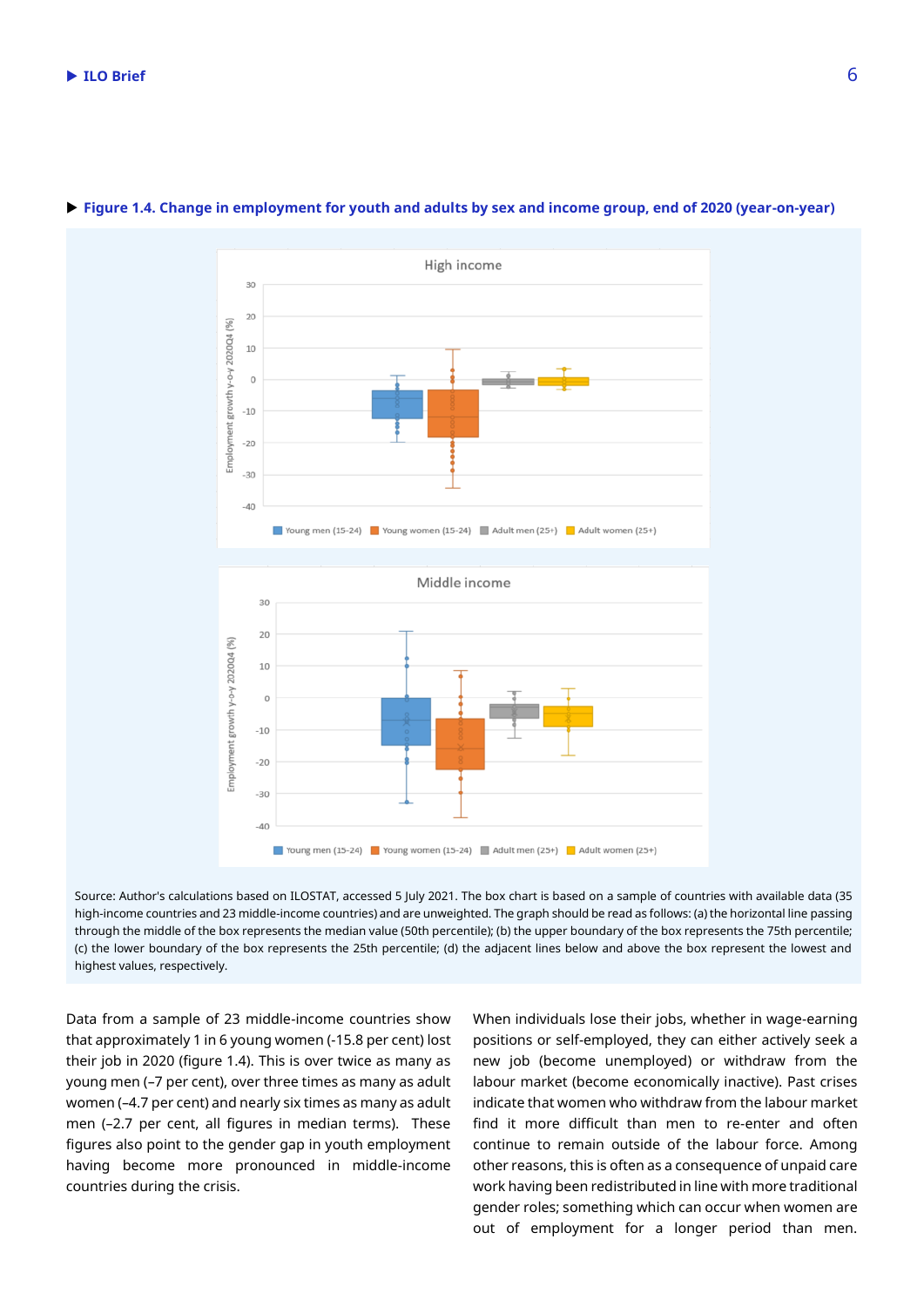**Figure 1.4. Change in employment for youth and adults by sex and income group, end of 2020 (year-on-year)**

Source: Author's calculations based on ILOSTAT, accessed 5 July 2021. The box chart is based on a sample of countries with available data (35 high-income countries and 23 middle-income countries) and are unweighted. The graph should be read as follows: (a) the horizontal line passing through the middle of the box represents the median value (50th percentile); (b) the upper boundary of the box represents the 75th percentile; (c) the lower boundary of the box represents the 25th percentile; (d) the adjacent lines below and above the box represent the lowest and highest values, respectively.

Data from a sample of 23 middle-income countries show that approximately 1 in 6 young women (-15.8 per cent) lost their job in 2020 (figure 1.4). This is over twice as many as young men (–7 per cent), over three times as many as adult women (–4.7 per cent) and nearly six times as many as adult men (–2.7 per cent, all figures in median terms). These figures also point to the gender gap in youth employment having become more pronounced in middle-income countries during the crisis.

When individuals lose their jobs, whether in wage-earning positions or self-employed, they can either actively seek a new job (become unemployed) or withdraw from the labour market (become economically inactive). Past crises indicate that women who withdraw from the labour market find it more difficult than men to re-enter and often continue to remain outside of the labour force. Among other reasons, this is often as a consequence of unpaid care work having been redistributed in line with more traditional gender roles; something which can occur when women are out of employment for a longer period than men.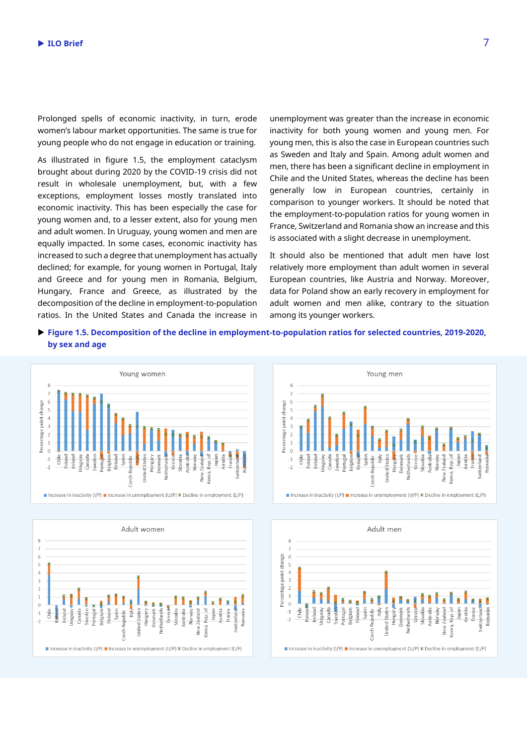Prolonged spells of economic inactivity, in turn, erode women's labour market opportunities. The same is true for young people who do not engage in education or training.

As illustrated in figure 1.5, the employment cataclysm brought about during 2020 by the COVID-19 crisis did not result in wholesale unemployment, but, with a few exceptions, employment losses mostly translated into economic inactivity. This has been especially the case for young women and, to a lesser extent, also for young men and adult women. In Uruguay, young women and men are equally impacted. In some cases, economic inactivity has increased to such a degree that unemployment has actually declined; for example, for young women in Portugal, Italy and Greece and for young men in Romania, Belgium, Hungary, France and Greece, as illustrated by the decomposition of the decline in employment-to-population ratios. In the United States and Canada the increase in unemployment was greater than the increase in economic inactivity for both young women and young men. For young men, this is also the case in European countries such as Sweden and Italy and Spain. Among adult women and men, there has been a significant decline in employment in Chile and the United States, whereas the decline has been generally low in European countries, certainly in comparison to younger workers. It should be noted that the employment-to-population ratios for young women in France, Switzerland and Romania show an increase and this is associated with a slight decrease in unemployment.

It should also be mentioned that adult men have lost relatively more employment than adult women in several European countries, like Austria and Norway. Moreover, data for Poland show an early recovery in employment for adult women and men alike, contrary to the situation among its younger workers.

**Figure 1.5. Decomposition of the decline in employment-to-population ratios for selected countries, 2019-2020, by sex and age**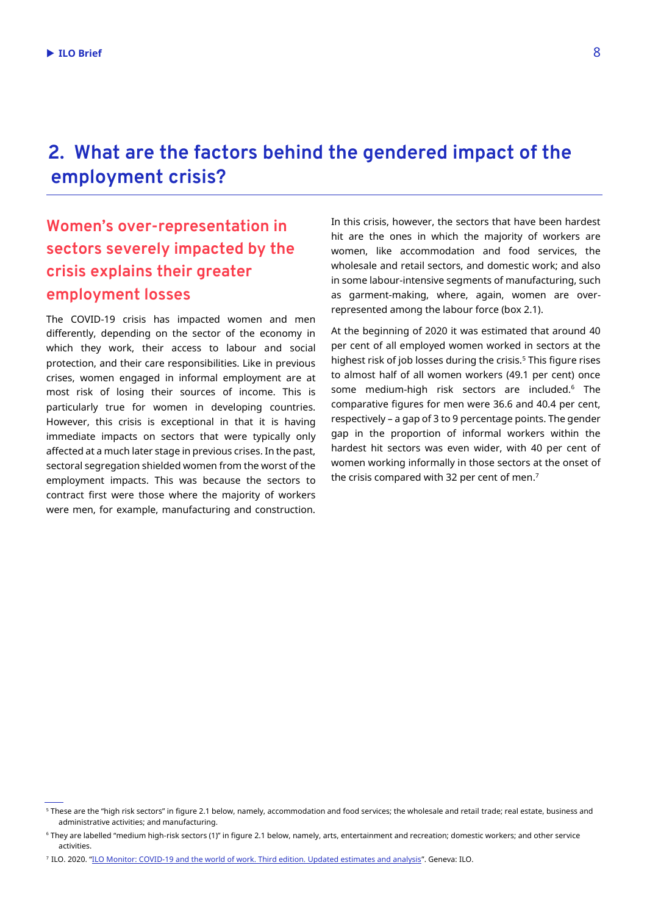# 2. What are the factors behind the gendered impact of the employment crisis?

## Women's over-representation in sectors severely impacted by the crisis explains their greater employment losses

The COVID-19 crisis has impacted women and men differently, depending on the sector of the economy in which they work, their access to labour and social protection, and their care responsibilities. Like in previous crises, women engaged in informal employment are at most risk of losing their sources of income. This is particularly true for women in developing countries. However, this crisis is exceptional in that it is having immediate impacts on sectors that were typically only affected at a much later stage in previous crises. In the past, sectoral segregation shielded women from the worst of the employment impacts. This was because the sectors to contract first were those where the majority of workers were men, for example, manufacturing and construction.

In this crisis, however, the sectors that have been hardest hit are the ones in which the majority of workers are women, like accommodation and food services, the wholesale and retail sectors, and domestic work; and also in some labour-intensive segments of manufacturing, such as garment-making, where, again, women are over-represented among the labour force (box 2.1).

At the beginning of 2020 it was estimated that around 40 per cent of all employed women worked in sectors at the highest risk of job losses during the crisis.[5] This figure rises to almost half of all women workers (49.1 per cent) once some medium-high risk sectors are included.[6] The comparative figures for men were 36.6 and 40.4 per cent, respectively – a gap of 3 to 9 percentage points. The gender gap in the proportion of informal workers within the hardest hit sectors was even wider, with 40 per cent of women working informally in those sectors at the onset of the crisis compared with 32 per cent of men.[7]

---

[5] These are the "high risk sectors" in figure 2.1 below, namely, accommodation and food services; the wholesale and retail trade; real estate, business and administrative activities; and manufacturing.

[6] They are labelled "medium high-risk sectors (1)" in figure 2.1 below, namely, arts, entertainment and recreation; domestic workers; and other service activities.

[7] ILO. 2020. "ILO Monitor: COVID-19 and the world of work. Third edition. Updated estimates and analysis". Geneva: ILO.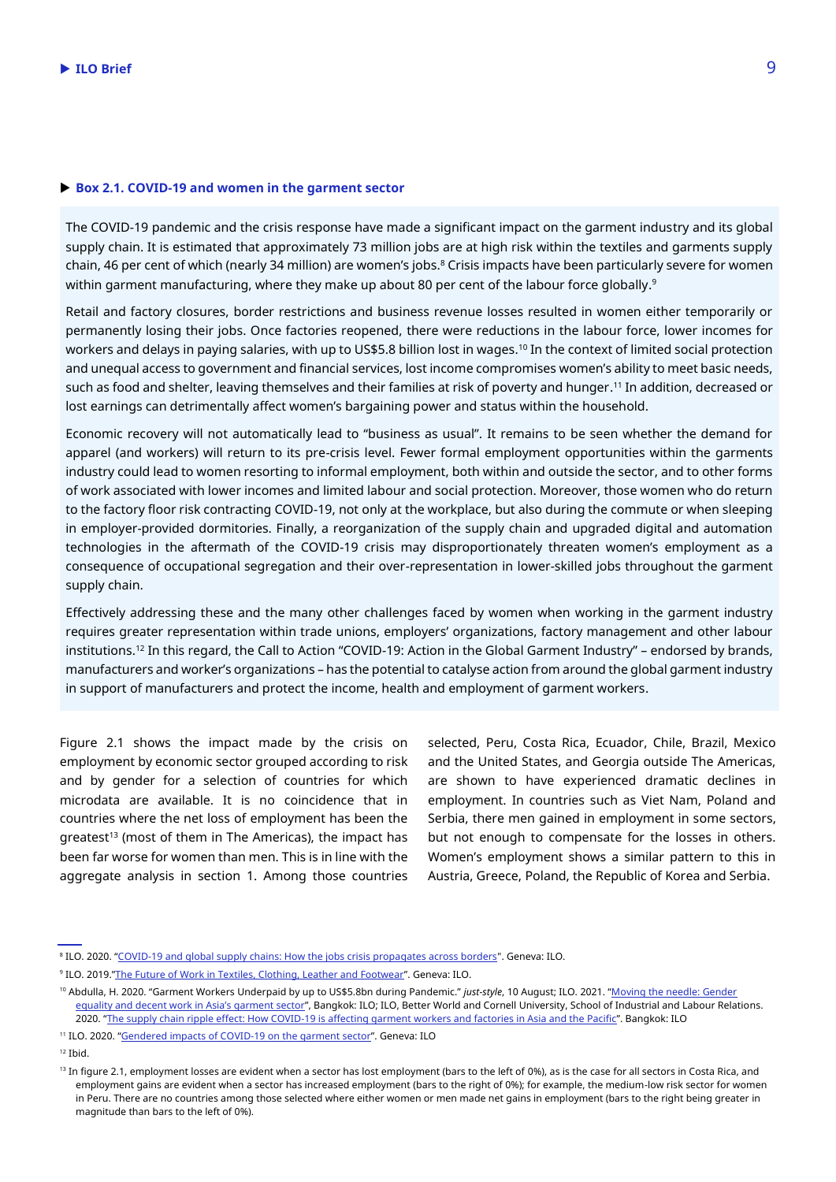### ▶ Box 2.1. COVID-19 and women in the garment sector

The COVID-19 pandemic and the crisis response have made a significant impact on the garment industry and its global supply chain. It is estimated that approximately 73 million jobs are at high risk within the textiles and garments supply chain, 46 per cent of which (nearly 34 million) are women's jobs.[8] Crisis impacts have been particularly severe for women within garment manufacturing, where they make up about 80 per cent of the labour force globally.[9]

Retail and factory closures, border restrictions and business revenue losses resulted in women either temporarily or permanently losing their jobs. Once factories reopened, there were reductions in the labour force, lower incomes for workers and delays in paying salaries, with up to US$5.8 billion lost in wages.[10] In the context of limited social protection and unequal access to government and financial services, lost income compromises women's ability to meet basic needs, such as food and shelter, leaving themselves and their families at risk of poverty and hunger.[11] In addition, decreased or lost earnings can detrimentally affect women's bargaining power and status within the household.

Economic recovery will not automatically lead to "business as usual". It remains to be seen whether the demand for apparel (and workers) will return to its pre-crisis level. Fewer formal employment opportunities within the garments industry could lead to women resorting to informal employment, both within and outside the sector, and to other forms of work associated with lower incomes and limited labour and social protection. Moreover, those women who do return to the factory floor risk contracting COVID-19, not only at the workplace, but also during the commute or when sleeping in employer-provided dormitories. Finally, a reorganization of the supply chain and upgraded digital and automation technologies in the aftermath of the COVID-19 crisis may disproportionately threaten women's employment as a consequence of occupational segregation and their over-representation in lower-skilled jobs throughout the garment supply chain.

Effectively addressing these and the many other challenges faced by women when working in the garment industry requires greater representation within trade unions, employers' organizations, factory management and other labour institutions.[12] In this regard, the Call to Action "COVID-19: Action in the Global Garment Industry" – endorsed by brands, manufacturers and worker's organizations – has the potential to catalyse action from around the global garment industry in support of manufacturers and protect the income, health and employment of garment workers.

Figure 2.1 shows the impact made by the crisis on employment by economic sector grouped according to risk and by gender for a selection of countries for which microdata are available. It is no coincidence that in countries where the net loss of employment has been the greatest[13] (most of them in The Americas), the impact has been far worse for women than men. This is in line with the aggregate analysis in section 1. Among those countries selected, Peru, Costa Rica, Ecuador, Chile, Brazil, Mexico and the United States, and Georgia outside The Americas, are shown to have experienced dramatic declines in employment. In countries such as Viet Nam, Poland and Serbia, there men gained in employment in some sectors, but not enough to compensate for the losses in others. Women's employment shows a similar pattern to this in Austria, Greece, Poland, the Republic of Korea and Serbia.

---

[8] ILO. 2020. "COVID-19 and global supply chains: How the jobs crisis propagates across borders". Geneva: ILO.

[9] ILO. 2019."The Future of Work in Textiles, Clothing, Leather and Footwear". Geneva: ILO.

[10] Abdulla, H. 2020. "Garment Workers Underpaid by up to US$5.8bn during Pandemic." *just-style*, 10 August; ILO. 2021. "Moving the needle: Gender equality and decent work in Asia's garment sector", Bangkok: ILO; ILO, Better World and Cornell University, School of Industrial and Labour Relations. 2020. "The supply chain ripple effect: How COVID-19 is affecting garment workers and factories in Asia and the Pacific". Bangkok: ILO

[11] ILO. 2020. "Gendered impacts of COVID-19 on the garment sector". Geneva: ILO

[12] Ibid.

[13] In figure 2.1, employment losses are evident when a sector has lost employment (bars to the left of 0%), as is the case for all sectors in Costa Rica, and employment gains are evident when a sector has increased employment (bars to the right of 0%); for example, the medium-low risk sector for women in Peru. There are no countries among those selected where either women or men made net gains in employment (bars to the right being greater in magnitude than bars to the left of 0%).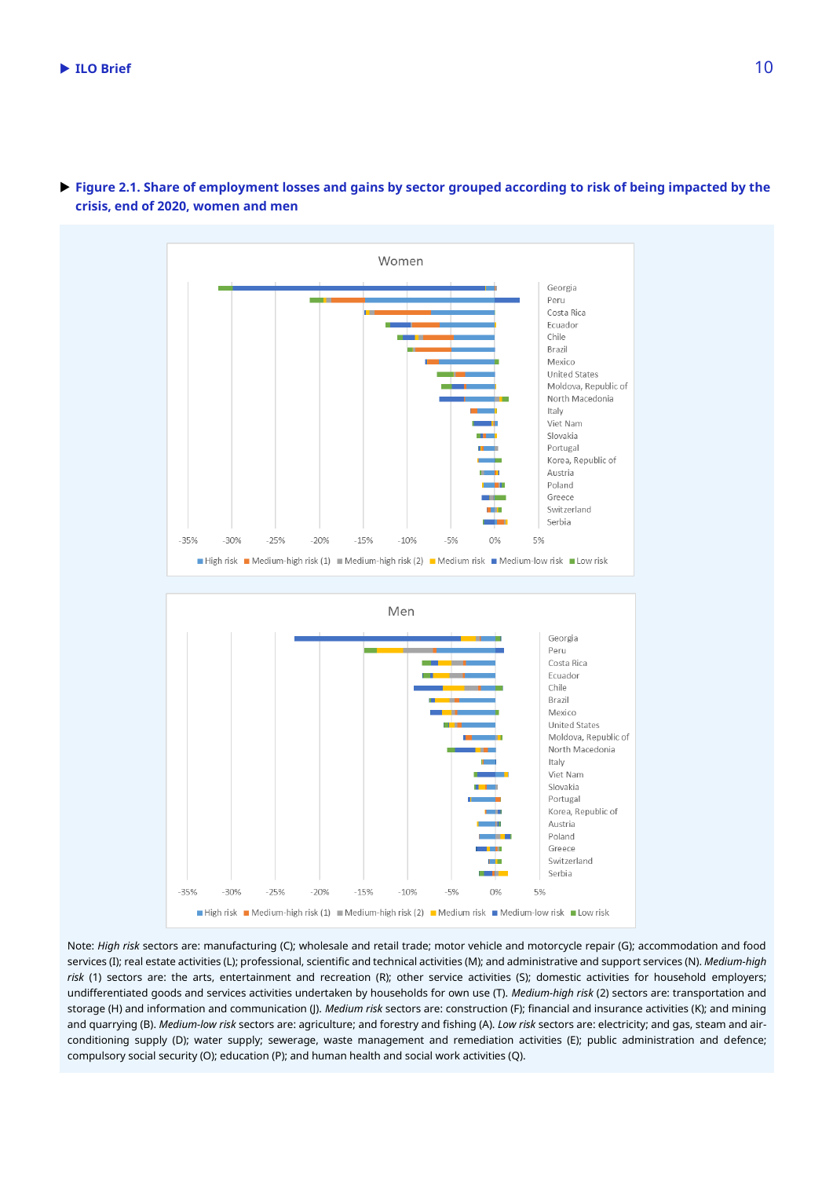**Figure 2.1. Share of employment losses and gains by sector grouped according to risk of being impacted by the crisis, end of 2020, women and men**

Women

Georgia, Peru, Costa Rica, Ecuador, Chile, Brazil, Mexico, United States, Moldova, Republic of, North Macedonia, Italy, Viet Nam, Slovakia, Portugal, Korea, Republic of, Austria, Poland, Greece, Switzerland, Serbia

-35% -30% -25% -20% -15% -10% -5% 0% 5%

High risk · Medium-high risk (1) · Medium-high risk (2) · Medium risk · Medium-low risk · Low risk

Men

Georgia, Peru, Costa Rica, Ecuador, Chile, Brazil, Mexico, United States, Moldova, Republic of, North Macedonia, Italy, Viet Nam, Slovakia, Portugal, Korea, Republic of, Austria, Poland, Greece, Switzerland, Serbia

-35% -30% -25% -20% -15% -10% -5% 0% 5%

High risk · Medium-high risk (1) · Medium-high risk (2) · Medium risk · Medium-low risk · Low risk

Note: *High risk* sectors are: manufacturing (C); wholesale and retail trade; motor vehicle and motorcycle repair (G); accommodation and food services (I); real estate activities (L); professional, scientific and technical activities (M); and administrative and support services (N). *Medium-high risk* (1) sectors are: the arts, entertainment and recreation (R); other service activities (S); domestic activities for household employers; undifferentiated goods and services activities undertaken by households for own use (T). *Medium-high risk* (2) sectors are: transportation and storage (H) and information and communication (J). *Medium risk* sectors are: construction (F); financial and insurance activities (K); and mining and quarrying (B). *Medium-low risk* sectors are: agriculture; and forestry and fishing (A). *Low risk* sectors are: electricity; and gas, steam and air-conditioning supply (D); water supply; sewerage, waste management and remediation activities (E); public administration and defence; compulsory social security (O); education (P); and human health and social work activities (Q).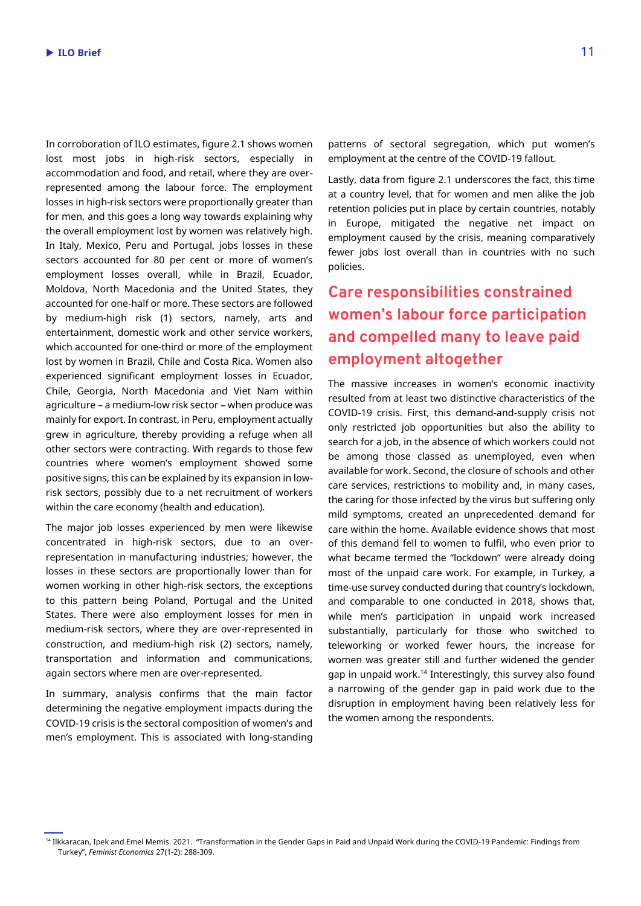In corroboration of ILO estimates, figure 2.1 shows women lost most jobs in high-risk sectors, especially in accommodation and food, and retail, where they are over-represented among the labour force. The employment losses in high-risk sectors were proportionally greater than for men, and this goes a long way towards explaining why the overall employment lost by women was relatively high. In Italy, Mexico, Peru and Portugal, jobs losses in these sectors accounted for 80 per cent or more of women's employment losses overall, while in Brazil, Ecuador, Moldova, North Macedonia and the United States, they accounted for one-half or more. These sectors are followed by medium-high risk (1) sectors, namely, arts and entertainment, domestic work and other service workers, which accounted for one-third or more of the employment lost by women in Brazil, Chile and Costa Rica. Women also experienced significant employment losses in Ecuador, Chile, Georgia, North Macedonia and Viet Nam within agriculture – a medium-low risk sector – when produce was mainly for export. In contrast, in Peru, employment actually grew in agriculture, thereby providing a refuge when all other sectors were contracting. With regards to those few countries where women's employment showed some positive signs, this can be explained by its expansion in low-risk sectors, possibly due to a net recruitment of workers within the care economy (health and education).

The major job losses experienced by men were likewise concentrated in high-risk sectors, due to an over-representation in manufacturing industries; however, the losses in these sectors are proportionally lower than for women working in other high-risk sectors, the exceptions to this pattern being Poland, Portugal and the United States. There were also employment losses for men in medium-risk sectors, where they are over-represented in construction, and medium-high risk (2) sectors, namely, transportation and information and communications, again sectors where men are over-represented.

In summary, analysis confirms that the main factor determining the negative employment impacts during the COVID-19 crisis is the sectoral composition of women's and men's employment. This is associated with long-standing patterns of sectoral segregation, which put women's employment at the centre of the COVID-19 fallout.

Lastly, data from figure 2.1 underscores the fact, this time at a country level, that for women and men alike the job retention policies put in place by certain countries, notably in Europe, mitigated the negative net impact on employment caused by the crisis, meaning comparatively fewer jobs lost overall than in countries with no such policies.

## Care responsibilities constrained women's labour force participation and compelled many to leave paid employment altogether

The massive increases in women's economic inactivity resulted from at least two distinctive characteristics of the COVID-19 crisis. First, this demand-and-supply crisis not only restricted job opportunities but also the ability to search for a job, in the absence of which workers could not be among those classed as unemployed, even when available for work. Second, the closure of schools and other care services, restrictions to mobility and, in many cases, the caring for those infected by the virus but suffering only mild symptoms, created an unprecedented demand for care within the home. Available evidence shows that most of this demand fell to women to fulfil, who even prior to what became termed the "lockdown" were already doing most of the unpaid care work. For example, in Turkey, a time-use survey conducted during that country's lockdown, and comparable to one conducted in 2018, shows that, while men's participation in unpaid work increased substantially, particularly for those who switched to teleworking or worked fewer hours, the increase for women was greater still and further widened the gender gap in unpaid work.[14] Interestingly, this survey also found a narrowing of the gender gap in paid work due to the disruption in employment having been relatively less for the women among the respondents.

[14] Ilkkaracan, Ipek and Emel Memis. 2021. "Transformation in the Gender Gaps in Paid and Unpaid Work during the COVID-19 Pandemic: Findings from Turkey", *Feminist Economics* 27(1-2): 288-309.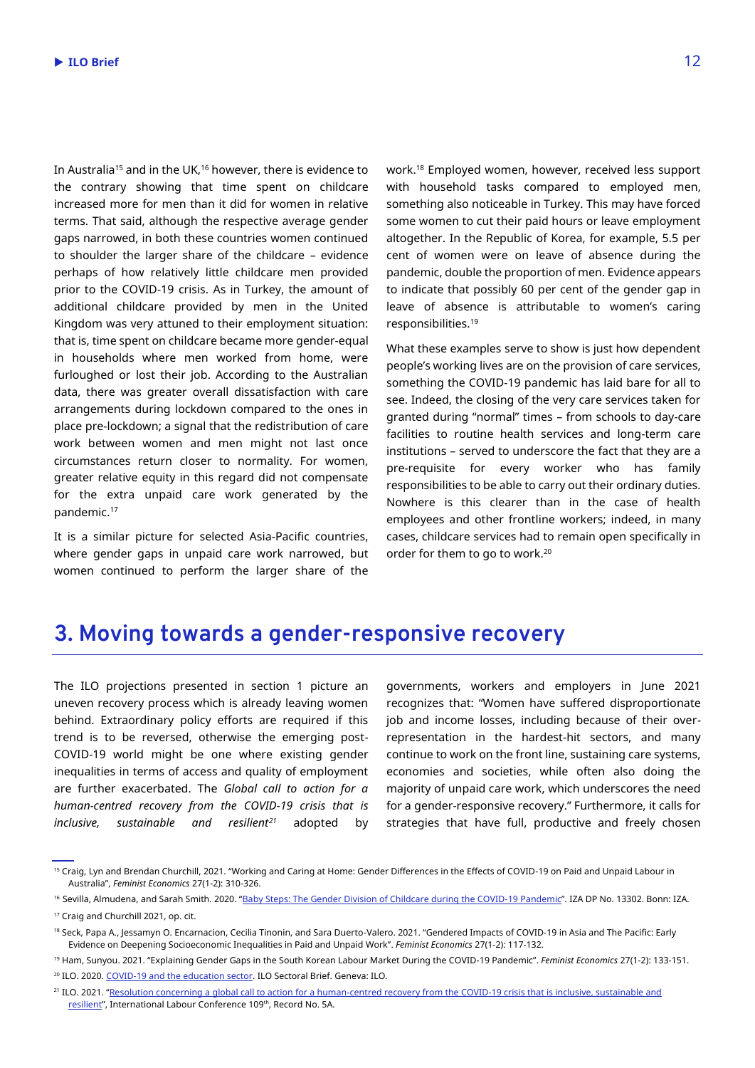In Australia[15] and in the UK,[16] however, there is evidence to the contrary showing that time spent on childcare increased more for men than it did for women in relative terms. That said, although the respective average gender gaps narrowed, in both these countries women continued to shoulder the larger share of the childcare – evidence perhaps of how relatively little childcare men provided prior to the COVID-19 crisis. As in Turkey, the amount of additional childcare provided by men in the United Kingdom was very attuned to their employment situation: that is, time spent on childcare became more gender-equal in households where men worked from home, were furloughed or lost their job. According to the Australian data, there was greater overall dissatisfaction with care arrangements during lockdown compared to the ones in place pre-lockdown; a signal that the redistribution of care work between women and men might not last once circumstances return closer to normality. For women, greater relative equity in this regard did not compensate for the extra unpaid care work generated by the pandemic.[17]

It is a similar picture for selected Asia-Pacific countries, where gender gaps in unpaid care work narrowed, but women continued to perform the larger share of the work.[18] Employed women, however, received less support with household tasks compared to employed men, something also noticeable in Turkey. This may have forced some women to cut their paid hours or leave employment altogether. In the Republic of Korea, for example, 5.5 per cent of women were on leave of absence during the pandemic, double the proportion of men. Evidence appears to indicate that possibly 60 per cent of the gender gap in leave of absence is attributable to women's caring responsibilities.[19]

What these examples serve to show is just how dependent people's working lives are on the provision of care services, something the COVID-19 pandemic has laid bare for all to see. Indeed, the closing of the very care services taken for granted during "normal" times – from schools to day-care facilities to routine health services and long-term care institutions – served to underscore the fact that they are a pre-requisite for every worker who has family responsibilities to be able to carry out their ordinary duties. Nowhere is this clearer than in the case of health employees and other frontline workers; indeed, in many cases, childcare services had to remain open specifically in order for them to go to work.[20]

## 3. Moving towards a gender-responsive recovery

The ILO projections presented in section 1 picture an uneven recovery process which is already leaving women behind. Extraordinary policy efforts are required if this trend is to be reversed, otherwise the emerging post-COVID-19 world might be one where existing gender inequalities in terms of access and quality of employment are further exacerbated. The *Global call to action for a human-centred recovery from the COVID-19 crisis that is inclusive, sustainable and resilient*[21] adopted by governments, workers and employers in June 2021 recognizes that: "Women have suffered disproportionate job and income losses, including because of their over-representation in the hardest-hit sectors, and many continue to work on the front line, sustaining care systems, economies and societies, while often also doing the majority of unpaid care work, which underscores the need for a gender-responsive recovery." Furthermore, it calls for strategies that have full, productive and freely chosen

---

[15] Craig, Lyn and Brendan Churchill, 2021. "Working and Caring at Home: Gender Differences in the Effects of COVID-19 on Paid and Unpaid Labour in Australia", *Feminist Economics* 27(1-2): 310-326.

[16] Sevilla, Almudena, and Sarah Smith. 2020. "Baby Steps: The Gender Division of Childcare during the COVID-19 Pandemic". IZA DP No. 13302. Bonn: IZA.

[17] Craig and Churchill 2021, op. cit.

[18] Seck, Papa A., Jessamyn O. Encarnacion, Cecilia Tinonin, and Sara Duerto-Valero. 2021. "Gendered Impacts of COVID-19 in Asia and The Pacific: Early Evidence on Deepening Socioeconomic Inequalities in Paid and Unpaid Work". *Feminist Economics* 27(1-2): 117-132.

[19] Ham, Sunyou. 2021. "Explaining Gender Gaps in the South Korean Labour Market During the COVID-19 Pandemic". *Feminist Economics* 27(1-2): 133-151.

[20] ILO. 2020. COVID-19 and the education sector. ILO Sectoral Brief. Geneva: ILO.

[21] ILO. 2021. "Resolution concerning a global call to action for a human-centred recovery from the COVID-19 crisis that is inclusive, sustainable and resilient", International Labour Conference 109th, Record No. 5A.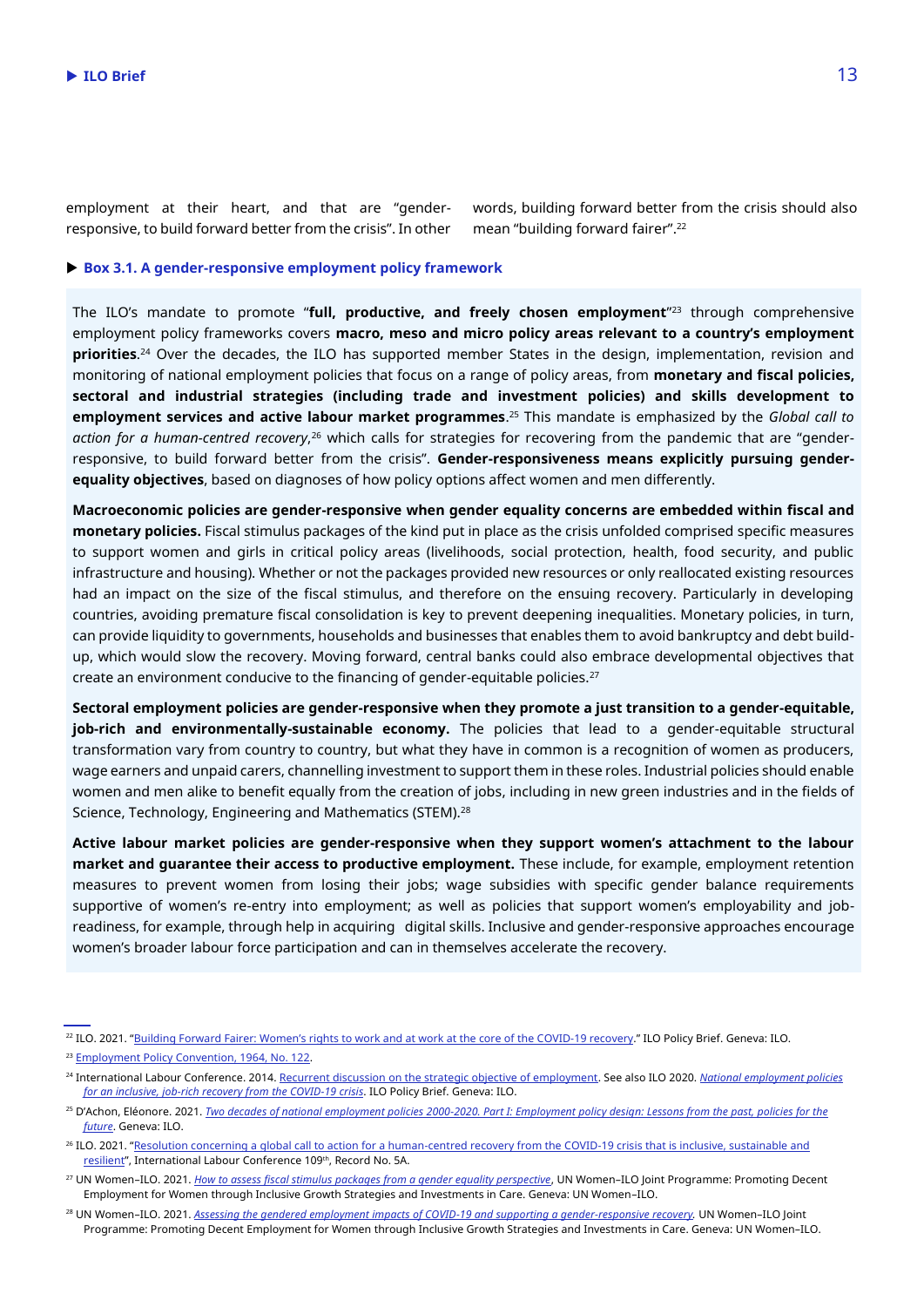employment at their heart, and that are "gender-responsive, to build forward better from the crisis". In other words, building forward better from the crisis should also mean "building forward fairer".[22]

### Box 3.1. A gender-responsive employment policy framework

The ILO's mandate to promote "**full, productive, and freely chosen employment**"[23] through comprehensive employment policy frameworks covers **macro, meso and micro policy areas relevant to a country's employment priorities**.[24] Over the decades, the ILO has supported member States in the design, implementation, revision and monitoring of national employment policies that focus on a range of policy areas, from **monetary and fiscal policies, sectoral and industrial strategies (including trade and investment policies) and skills development to employment services and active labour market programmes**.[25] This mandate is emphasized by the *Global call to action for a human-centred recovery*,[26] which calls for strategies for recovering from the pandemic that are "gender-responsive, to build forward better from the crisis". **Gender-responsiveness means explicitly pursuing gender-equality objectives**, based on diagnoses of how policy options affect women and men differently.

**Macroeconomic policies are gender-responsive when gender equality concerns are embedded within fiscal and monetary policies.** Fiscal stimulus packages of the kind put in place as the crisis unfolded comprised specific measures to support women and girls in critical policy areas (livelihoods, social protection, health, food security, and public infrastructure and housing). Whether or not the packages provided new resources or only reallocated existing resources had an impact on the size of the fiscal stimulus, and therefore on the ensuing recovery. Particularly in developing countries, avoiding premature fiscal consolidation is key to prevent deepening inequalities. Monetary policies, in turn, can provide liquidity to governments, households and businesses that enables them to avoid bankruptcy and debt build-up, which would slow the recovery. Moving forward, central banks could also embrace developmental objectives that create an environment conducive to the financing of gender-equitable policies.[27]

**Sectoral employment policies are gender-responsive when they promote a just transition to a gender-equitable, job-rich and environmentally-sustainable economy.** The policies that lead to a gender-equitable structural transformation vary from country to country, but what they have in common is a recognition of women as producers, wage earners and unpaid carers, channelling investment to support them in these roles. Industrial policies should enable women and men alike to benefit equally from the creation of jobs, including in new green industries and in the fields of Science, Technology, Engineering and Mathematics (STEM).[28]

**Active labour market policies are gender-responsive when they support women's attachment to the labour market and guarantee their access to productive employment.** These include, for example, employment retention measures to prevent women from losing their jobs; wage subsidies with specific gender balance requirements supportive of women's re-entry into employment; as well as policies that support women's employability and job-readiness, for example, through help in acquiring digital skills. Inclusive and gender-responsive approaches encourage women's broader labour force participation and can in themselves accelerate the recovery.

---

[22] ILO. 2021. "Building Forward Fairer: Women's rights to work and at work at the core of the COVID-19 recovery." ILO Policy Brief. Geneva: ILO.

[23] Employment Policy Convention, 1964, No. 122.

[24] International Labour Conference. 2014. Recurrent discussion on the strategic objective of employment. See also ILO 2020. *National employment policies for an inclusive, job-rich recovery from the COVID-19 crisis*. ILO Policy Brief. Geneva: ILO.

[25] D'Achon, Eléonore. 2021. *Two decades of national employment policies 2000-2020. Part I: Employment policy design: Lessons from the past, policies for the future*. Geneva: ILO.

[26] ILO. 2021. "Resolution concerning a global call to action for a human-centred recovery from the COVID-19 crisis that is inclusive, sustainable and resilient", International Labour Conference 109th, Record No. 5A.

[27] UN Women–ILO. 2021. *How to assess fiscal stimulus packages from a gender equality perspective*, UN Women–ILO Joint Programme: Promoting Decent Employment for Women through Inclusive Growth Strategies and Investments in Care. Geneva: UN Women–ILO.

[28] UN Women–ILO. 2021. *Assessing the gendered employment impacts of COVID-19 and supporting a gender-responsive recovery.* UN Women–ILO Joint Programme: Promoting Decent Employment for Women through Inclusive Growth Strategies and Investments in Care. Geneva: UN Women–ILO.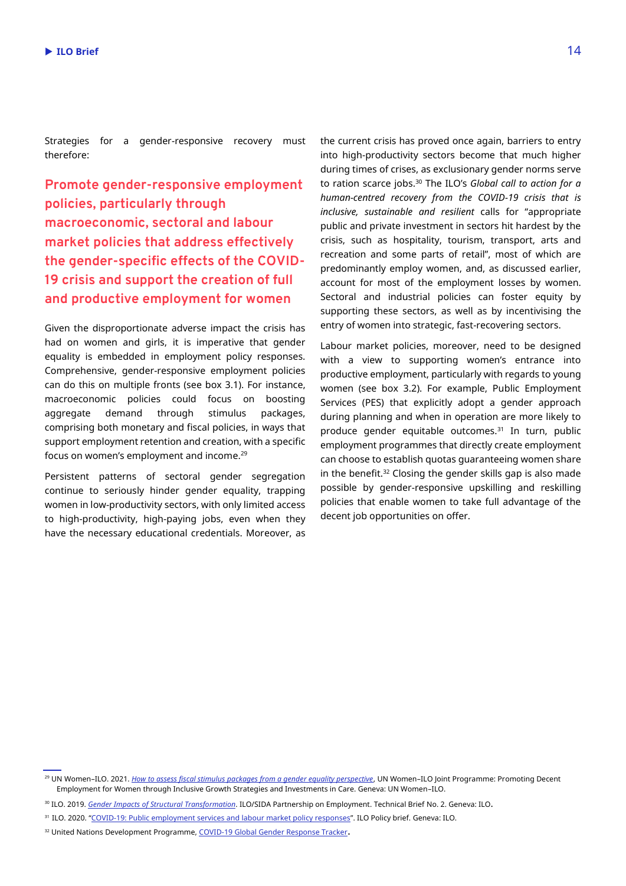Strategies for a gender-responsive recovery must therefore:

### Promote gender-responsive employment policies, particularly through macroeconomic, sectoral and labour market policies that address effectively the gender-specific effects of the COVID-19 crisis and support the creation of full and productive employment for women

Given the disproportionate adverse impact the crisis has had on women and girls, it is imperative that gender equality is embedded in employment policy responses. Comprehensive, gender-responsive employment policies can do this on multiple fronts (see box 3.1). For instance, macroeconomic policies could focus on boosting aggregate demand through stimulus packages, comprising both monetary and fiscal policies, in ways that support employment retention and creation, with a specific focus on women's employment and income.[29]

Persistent patterns of sectoral gender segregation continue to seriously hinder gender equality, trapping women in low-productivity sectors, with only limited access to high-productivity, high-paying jobs, even when they have the necessary educational credentials. Moreover, as the current crisis has proved once again, barriers to entry into high-productivity sectors become that much higher during times of crises, as exclusionary gender norms serve to ration scarce jobs.[30] The ILO's *Global call to action for a human-centred recovery from the COVID-19 crisis that is inclusive, sustainable and resilient* calls for "appropriate public and private investment in sectors hit hardest by the crisis, such as hospitality, tourism, transport, arts and recreation and some parts of retail", most of which are predominantly employ women, and, as discussed earlier, account for most of the employment losses by women. Sectoral and industrial policies can foster equity by supporting these sectors, as well as by incentivising the entry of women into strategic, fast-recovering sectors.

Labour market policies, moreover, need to be designed with a view to supporting women's entrance into productive employment, particularly with regards to young women (see box 3.2). For example, Public Employment Services (PES) that explicitly adopt a gender approach during planning and when in operation are more likely to produce gender equitable outcomes.[31] In turn, public employment programmes that directly create employment can choose to establish quotas guaranteeing women share in the benefit.[32] Closing the gender skills gap is also made possible by gender-responsive upskilling and reskilling policies that enable women to take full advantage of the decent job opportunities on offer.

---

[29] UN Women–ILO. 2021. *How to assess fiscal stimulus packages from a gender equality perspective*, UN Women–ILO Joint Programme: Promoting Decent Employment for Women through Inclusive Growth Strategies and Investments in Care. Geneva: UN Women–ILO.

[30] ILO. 2019. *Gender Impacts of Structural Transformation*. ILO/SIDA Partnership on Employment. Technical Brief No. 2. Geneva: ILO.

[31] ILO. 2020. "COVID-19: Public employment services and labour market policy responses". ILO Policy brief. Geneva: ILO.

[32] United Nations Development Programme, COVID-19 Global Gender Response Tracker.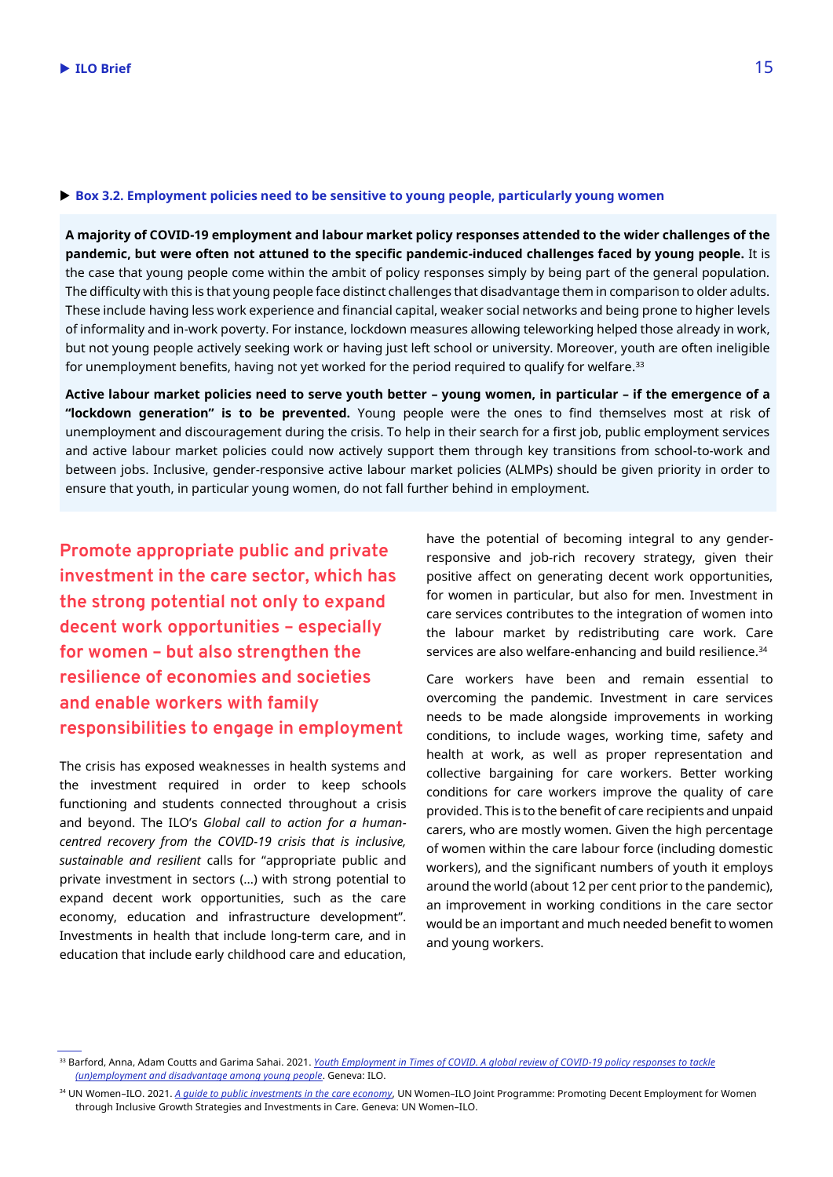**Box 3.2. Employment policies need to be sensitive to young people, particularly young women**

**A majority of COVID-19 employment and labour market policy responses attended to the wider challenges of the pandemic, but were often not attuned to the specific pandemic-induced challenges faced by young people.** It is the case that young people come within the ambit of policy responses simply by being part of the general population. The difficulty with this is that young people face distinct challenges that disadvantage them in comparison to older adults. These include having less work experience and financial capital, weaker social networks and being prone to higher levels of informality and in-work poverty. For instance, lockdown measures allowing teleworking helped those already in work, but not young people actively seeking work or having just left school or university. Moreover, youth are often ineligible for unemployment benefits, having not yet worked for the period required to qualify for welfare.[33]

**Active labour market policies need to serve youth better – young women, in particular – if the emergence of a "lockdown generation" is to be prevented.** Young people were the ones to find themselves most at risk of unemployment and discouragement during the crisis. To help in their search for a first job, public employment services and active labour market policies could now actively support them through key transitions from school-to-work and between jobs. Inclusive, gender-responsive active labour market policies (ALMPs) should be given priority in order to ensure that youth, in particular young women, do not fall further behind in employment.

## Promote appropriate public and private investment in the care sector, which has the strong potential not only to expand decent work opportunities – especially for women – but also strengthen the resilience of economies and societies and enable workers with family responsibilities to engage in employment

The crisis has exposed weaknesses in health systems and the investment required in order to keep schools functioning and students connected throughout a crisis and beyond. The ILO's *Global call to action for a human-centred recovery from the COVID-19 crisis that is inclusive, sustainable and resilient* calls for "appropriate public and private investment in sectors (...) with strong potential to expand decent work opportunities, such as the care economy, education and infrastructure development". Investments in health that include long-term care, and in education that include early childhood care and education, have the potential of becoming integral to any gender-responsive and job-rich recovery strategy, given their positive affect on generating decent work opportunities, for women in particular, but also for men. Investment in care services contributes to the integration of women into the labour market by redistributing care work. Care services are also welfare-enhancing and build resilience.[34]

Care workers have been and remain essential to overcoming the pandemic. Investment in care services needs to be made alongside improvements in working conditions, to include wages, working time, safety and health at work, as well as proper representation and collective bargaining for care workers. Better working conditions for care workers improve the quality of care provided. This is to the benefit of care recipients and unpaid carers, who are mostly women. Given the high percentage of women within the care labour force (including domestic workers), and the significant numbers of youth it employs around the world (about 12 per cent prior to the pandemic), an improvement in working conditions in the care sector would be an important and much needed benefit to women and young workers.

---

[33] Barford, Anna, Adam Coutts and Garima Sahai. 2021. *Youth Employment in Times of COVID. A global review of COVID-19 policy responses to tackle (un)employment and disadvantage among young people*. Geneva: ILO.

[34] UN Women–ILO. 2021. *A guide to public investments in the care economy*, UN Women–ILO Joint Programme: Promoting Decent Employment for Women through Inclusive Growth Strategies and Investments in Care. Geneva: UN Women–ILO.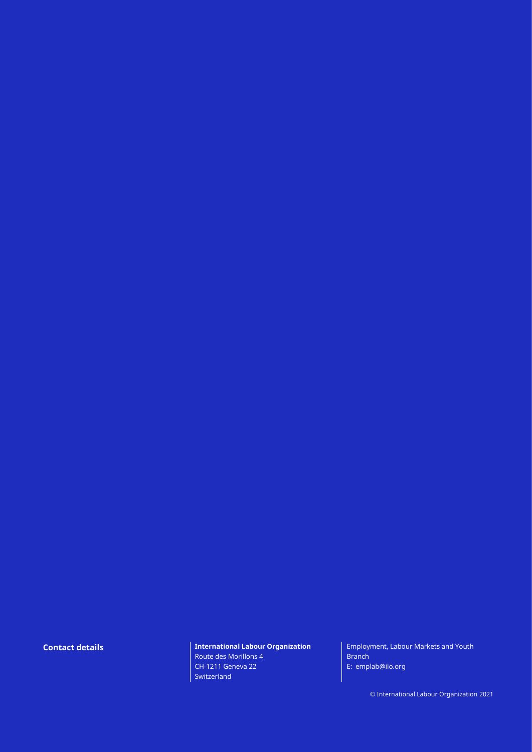**Contact details**

**International Labour Organization**
Route des Morillons 4
CH-1211 Geneva 22
Switzerland

Employment, Labour Markets and Youth Branch
E: emplab@ilo.org

© International Labour Organization 2021